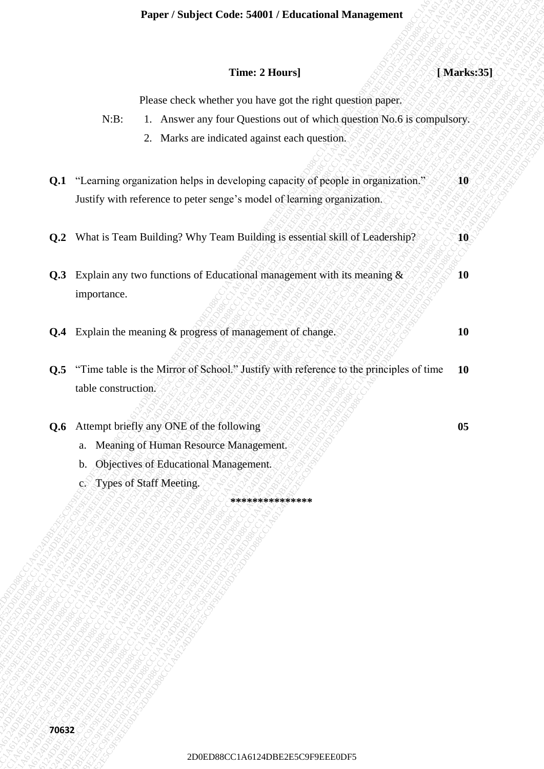**Time: 2 Hours] [ Marks:35]**

Please check whether you have got the right question paper.

N:B:
1. Answer any four Questions out of which question No.6 is compulsory.
2. Marks are indicated against each question.

**Q.1** "Learning organization helps in developing capacity of people in organization." Justify with reference to peter senge's model of learning organization. **10**

**Q.2** What is Team Building? Why Team Building is essential skill of Leadership? **10**

**Q.3** Explain any two functions of Educational management with its meaning & importance. **10**

**Q.4** Explain the meaning & progress of management of change. **10**

**Q.5** "Time table is the Mirror of School." Justify with reference to the principles of time table construction. **10**

**Q.6** Attempt briefly any ONE of the following **05**

a. Meaning of Human Resource Management.
b. Objectives of Educational Management.
c. Types of Staff Meeting.

***************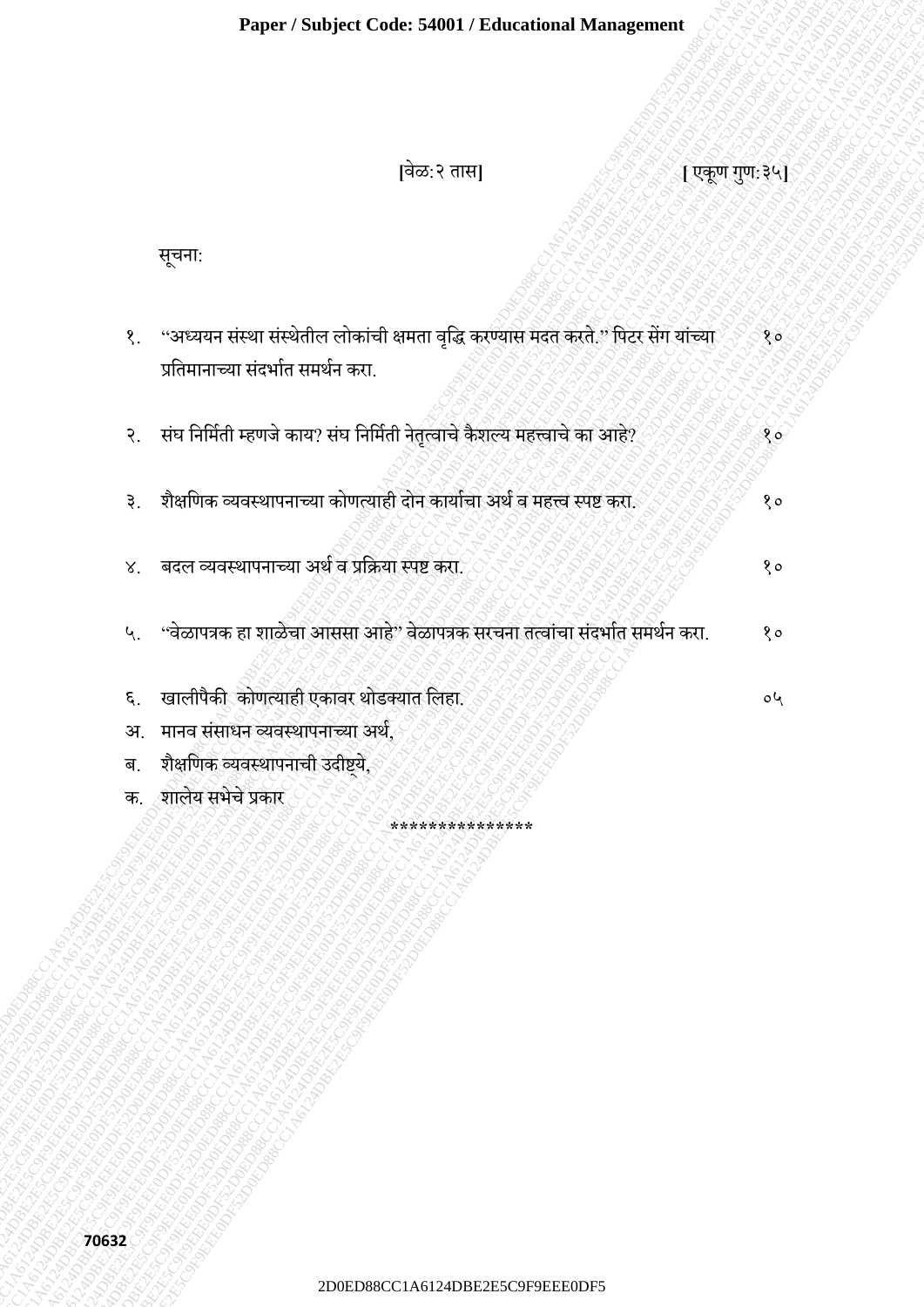[वेळ: २ तास] [ एकूण गुण: ३५]

सूचना:

१. "अध्ययन संस्था संस्थेतील लोकांची क्षमता वृद्धि करण्यास मदत करते." पिटर सेंग यांच्या प्रतिमानाच्या संदर्भात समर्थन करा. १०

२. संघ निर्मिती म्हणजे काय? संघ निर्मिती नेतृत्वाचे कैशल्य महत्त्वाचे का आहे? १०

३. शैक्षणिक व्यवस्थापनाच्या कोणत्याही दोन कार्याचा अर्थ व महत्त्व स्पष्ट करा. १०

४. बदल व्यवस्थापनाच्या अर्थ व प्रक्रिया स्पष्ट करा. १०

५. "वेळापत्रक हा शाळेचा आससा आहे" वेळापत्रक सरचना तत्वांचा संदर्भात समर्थन करा. १०

६. खालीपैकी कोणत्याही एकावर थोडक्यात लिहा. ०५

अ. मानव संसाधन व्यवस्थापनाच्या अर्थ,

ब. शैक्षणिक व्यवस्थापनाची उदीष्ट्ये,

क. शालेय सभेचे प्रकार

***************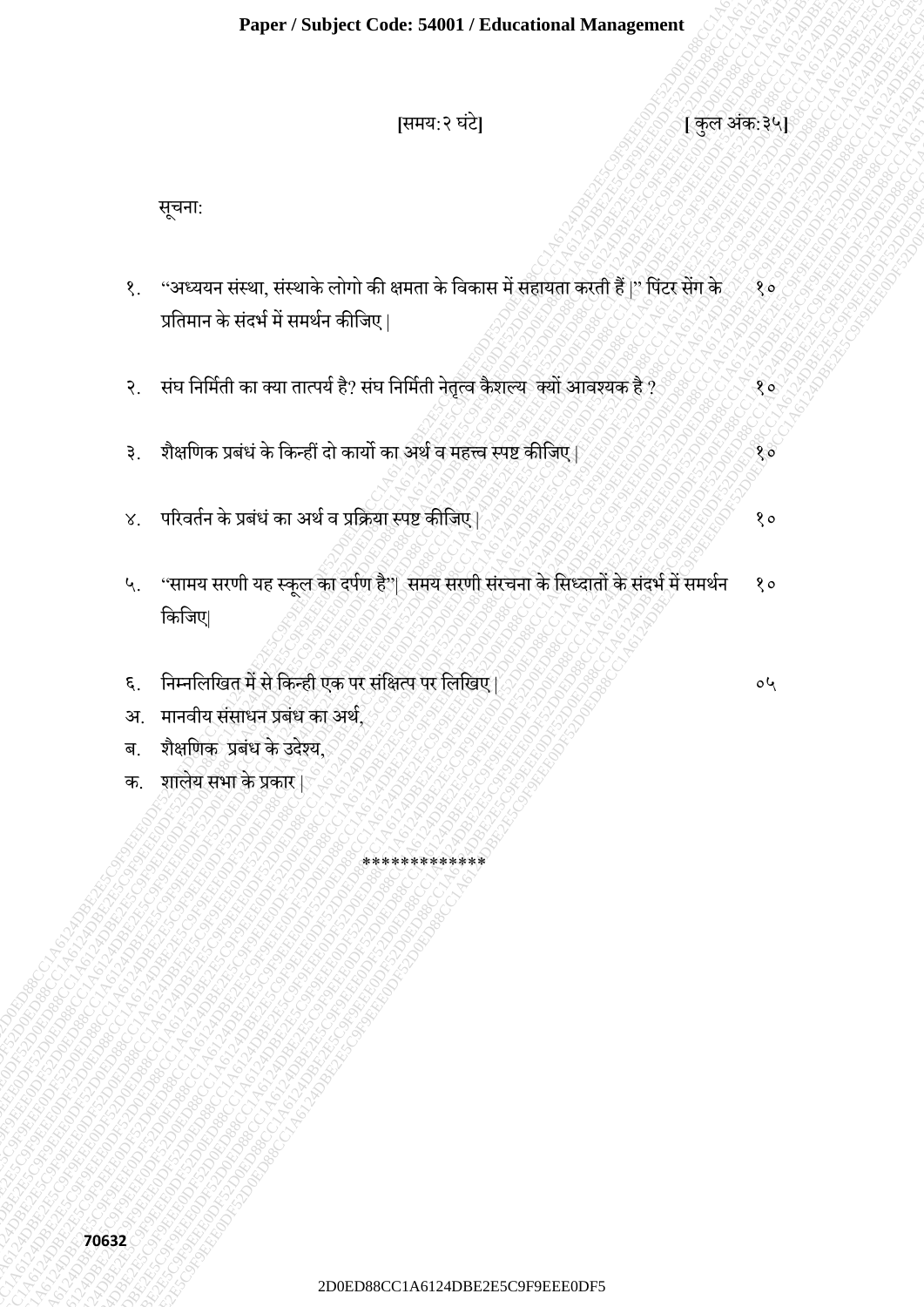[समय:२ घंटे] [ कुल अंक:३५]

सूचना:

१. "अध्ययन संस्था, संस्थाके लोगो की क्षमता के विकास में सहायता करती हैं |" पिंटर सेंग के प्रतिमान के संदर्भ में समर्थन कीजिए | १०

२. संघ निर्मिती का क्या तात्पर्य है? संघ निर्मिती नेतृत्व कैशल्य क्यों आवश्यक है ? १०

३. शैक्षणिक प्रबंध के किन्हीं दो कार्यो का अर्थ व महत्त्व स्पष्ट कीजिए | १०

४. परिवर्तन के प्रबंधं का अर्थ व प्रक्रिया स्पष्ट कीजिए | १०

५. "सामय सरणी यह स्कूल का दर्पण है"| समय सरणी संरचना के सिध्दातों के संदर्भ में समर्थन किजिए| १०

६. निम्नलिखित में से किन्ही एक पर संक्षिप्त पर लिखिए | ०५

अ. मानवीय संसाधन प्रबंध का अर्थ,

ब. शैक्षणिक प्रबंध के उदेश्य,

क. शालेय सभा के प्रकार |

*************